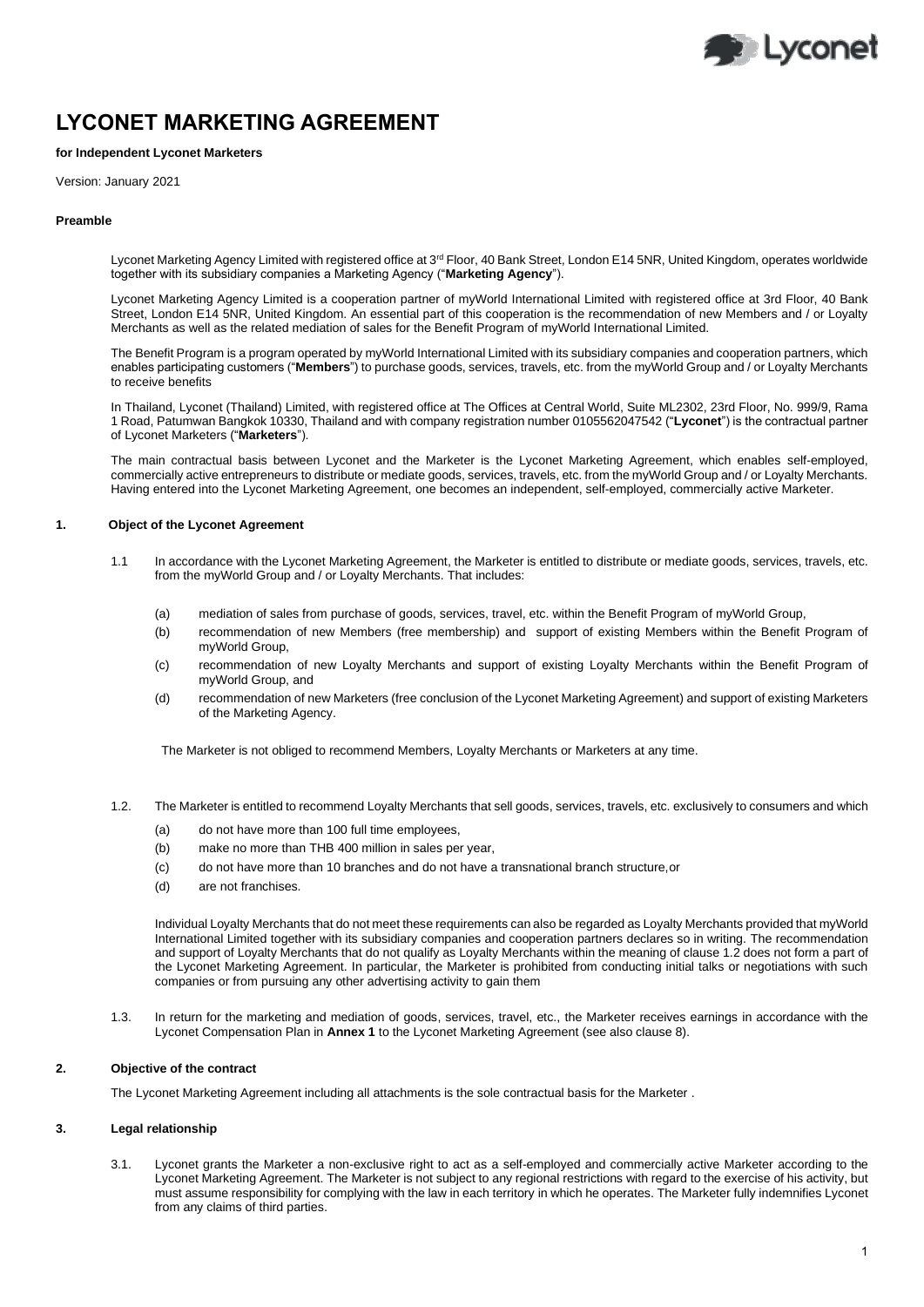# LYCONET MARKETING AGREEMENT

**for Independent Lyconet Marketers**

Version: January 2021

**Preamble**

Lyconet Marketing Agency Limited with registered office at 3rd Floor, 40 Bank Street, London E14 5NR, United Kingdom, operates worldwide together with its subsidiary companies a Marketing Agency ("**Marketing Agency**").

Lyconet Marketing Agency Limited is a cooperation partner of myWorld International Limited with registered office at 3rd Floor, 40 Bank Street, London E14 5NR, United Kingdom. An essential part of this cooperation is the recommendation of new Members and / or Loyalty Merchants as well as the related mediation of sales for the Benefit Program of myWorld International Limited.

The Benefit Program is a program operated by myWorld International Limited with its subsidiary companies and cooperation partners, which enables participating customers ("**Members**") to purchase goods, services, travels, etc. from the myWorld Group and / or Loyalty Merchants to receive benefits

In Thailand, Lyconet (Thailand) Limited, with registered office at The Offices at Central World, Suite ML2302, 23rd Floor, No. 999/9, Rama 1 Road, Patumwan Bangkok 10330, Thailand and with company registration number 0105562047542 ("**Lyconet**") is the contractual partner of Lyconet Marketers ("**Marketers**").

The main contractual basis between Lyconet and the Marketer is the Lyconet Marketing Agreement, which enables self-employed, commercially active entrepreneurs to distribute or mediate goods, services, travels, etc. from the myWorld Group and / or Loyalty Merchants. Having entered into the Lyconet Marketing Agreement, one becomes an independent, self-employed, commercially active Marketer.

## 1. Object of the Lyconet Agreement

1.1 In accordance with the Lyconet Marketing Agreement, the Marketer is entitled to distribute or mediate goods, services, travels, etc. from the myWorld Group and / or Loyalty Merchants. That includes:

- (a) mediation of sales from purchase of goods, services, travel, etc. within the Benefit Program of myWorld Group,
- (b) recommendation of new Members (free membership) and support of existing Members within the Benefit Program of myWorld Group,
- (c) recommendation of new Loyalty Merchants and support of existing Loyalty Merchants within the Benefit Program of myWorld Group, and
- (d) recommendation of new Marketers (free conclusion of the Lyconet Marketing Agreement) and support of existing Marketers of the Marketing Agency.

The Marketer is not obliged to recommend Members, Loyalty Merchants or Marketers at any time.

1.2. The Marketer is entitled to recommend Loyalty Merchants that sell goods, services, travels, etc. exclusively to consumers and which

- (a) do not have more than 100 full time employees,
- (b) make no more than THB 400 million in sales per year,
- (c) do not have more than 10 branches and do not have a transnational branch structure,or
- (d) are not franchises.

Individual Loyalty Merchants that do not meet these requirements can also be regarded as Loyalty Merchants provided that myWorld International Limited together with its subsidiary companies and cooperation partners declares so in writing. The recommendation and support of Loyalty Merchants that do not qualify as Loyalty Merchants within the meaning of clause 1.2 does not form a part of the Lyconet Marketing Agreement. In particular, the Marketer is prohibited from conducting initial talks or negotiations with such companies or from pursuing any other advertising activity to gain them

1.3. In return for the marketing and mediation of goods, services, travel, etc., the Marketer receives earnings in accordance with the Lyconet Compensation Plan in **Annex 1** to the Lyconet Marketing Agreement (see also clause 8).

## 2. Objective of the contract

The Lyconet Marketing Agreement including all attachments is the sole contractual basis for the Marketer .

## 3. Legal relationship

3.1. Lyconet grants the Marketer a non-exclusive right to act as a self-employed and commercially active Marketer according to the Lyconet Marketing Agreement. The Marketer is not subject to any regional restrictions with regard to the exercise of his activity, but must assume responsibility for complying with the law in each territory in which he operates. The Marketer fully indemnifies Lyconet from any claims of third parties.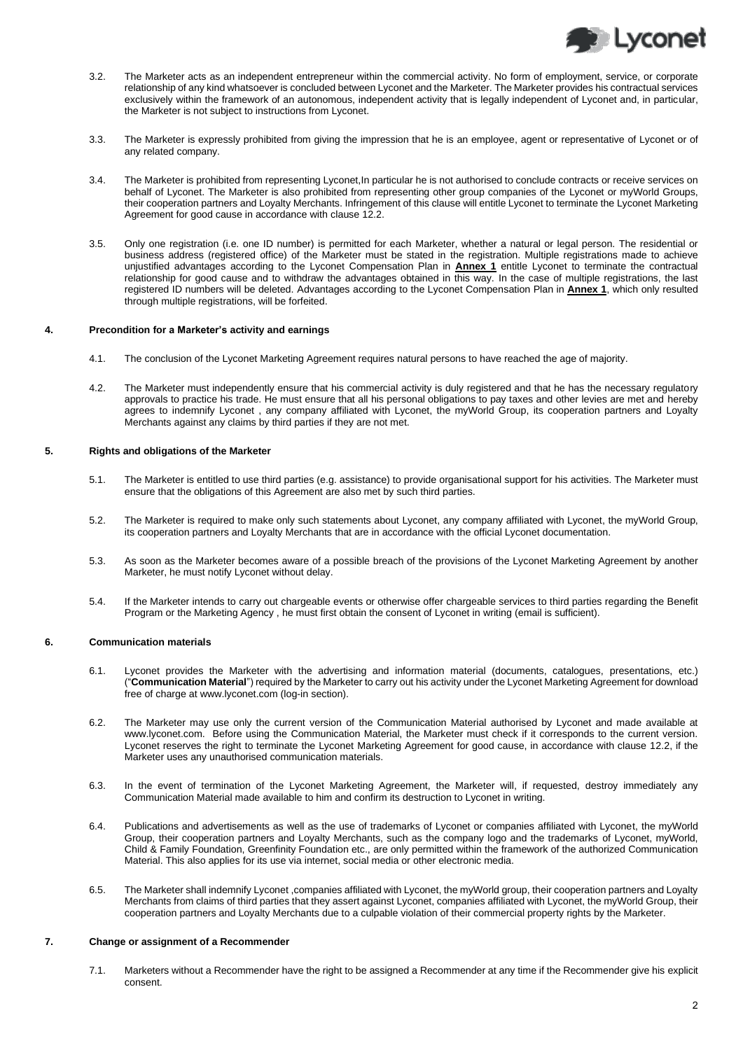3.2. The Marketer acts as an independent entrepreneur within the commercial activity. No form of employment, service, or corporate relationship of any kind whatsoever is concluded between Lyconet and the Marketer. The Marketer provides his contractual services exclusively within the framework of an autonomous, independent activity that is legally independent of Lyconet and, in particular, the Marketer is not subject to instructions from Lyconet.

3.3. The Marketer is expressly prohibited from giving the impression that he is an employee, agent or representative of Lyconet or of any related company.

3.4. The Marketer is prohibited from representing Lyconet,In particular he is not authorised to conclude contracts or receive services on behalf of Lyconet. The Marketer is also prohibited from representing other group companies of the Lyconet or myWorld Groups, their cooperation partners and Loyalty Merchants. Infringement of this clause will entitle Lyconet to terminate the Lyconet Marketing Agreement for good cause in accordance with clause 12.2.

3.5. Only one registration (i.e. one ID number) is permitted for each Marketer, whether a natural or legal person. The residential or business address (registered office) of the Marketer must be stated in the registration. Multiple registrations made to achieve unjustified advantages according to the Lyconet Compensation Plan in **Annex 1** entitle Lyconet to terminate the contractual relationship for good cause and to withdraw the advantages obtained in this way. In the case of multiple registrations, the last registered ID numbers will be deleted. Advantages according to the Lyconet Compensation Plan in **Annex 1**, which only resulted through multiple registrations, will be forfeited.

## 4. Precondition for a Marketer's activity and earnings

4.1. The conclusion of the Lyconet Marketing Agreement requires natural persons to have reached the age of majority.

4.2. The Marketer must independently ensure that his commercial activity is duly registered and that he has the necessary regulatory approvals to practice his trade. He must ensure that all his personal obligations to pay taxes and other levies are met and hereby agrees to indemnify Lyconet , any company affiliated with Lyconet, the myWorld Group, its cooperation partners and Loyalty Merchants against any claims by third parties if they are not met.

## 5. Rights and obligations of the Marketer

5.1. The Marketer is entitled to use third parties (e.g. assistance) to provide organisational support for his activities. The Marketer must ensure that the obligations of this Agreement are also met by such third parties.

5.2. The Marketer is required to make only such statements about Lyconet, any company affiliated with Lyconet, the myWorld Group, its cooperation partners and Loyalty Merchants that are in accordance with the official Lyconet documentation.

5.3. As soon as the Marketer becomes aware of a possible breach of the provisions of the Lyconet Marketing Agreement by another Marketer, he must notify Lyconet without delay.

5.4. If the Marketer intends to carry out chargeable events or otherwise offer chargeable services to third parties regarding the Benefit Program or the Marketing Agency , he must first obtain the consent of Lyconet in writing (email is sufficient).

## 6. Communication materials

6.1. Lyconet provides the Marketer with the advertising and information material (documents, catalogues, presentations, etc.) ("**Communication Material**") required by the Marketer to carry out his activity under the Lyconet Marketing Agreement for download free of charge at www.lyconet.com (log-in section).

6.2. The Marketer may use only the current version of the Communication Material authorised by Lyconet and made available at www.lyconet.com. Before using the Communication Material, the Marketer must check if it corresponds to the current version. Lyconet reserves the right to terminate the Lyconet Marketing Agreement for good cause, in accordance with clause 12.2, if the Marketer uses any unauthorised communication materials.

6.3. In the event of termination of the Lyconet Marketing Agreement, the Marketer will, if requested, destroy immediately any Communication Material made available to him and confirm its destruction to Lyconet in writing.

6.4. Publications and advertisements as well as the use of trademarks of Lyconet or companies affiliated with Lyconet, the myWorld Group, their cooperation partners and Loyalty Merchants, such as the company logo and the trademarks of Lyconet, myWorld, Child & Family Foundation, Greenfinity Foundation etc., are only permitted within the framework of the authorized Communication Material. This also applies for its use via internet, social media or other electronic media.

6.5. The Marketer shall indemnify Lyconet ,companies affiliated with Lyconet, the myWorld group, their cooperation partners and Loyalty Merchants from claims of third parties that they assert against Lyconet, companies affiliated with Lyconet, the myWorld Group, their cooperation partners and Loyalty Merchants due to a culpable violation of their commercial property rights by the Marketer.

## 7. Change or assignment of a Recommender

7.1. Marketers without a Recommender have the right to be assigned a Recommender at any time if the Recommender give his explicit consent.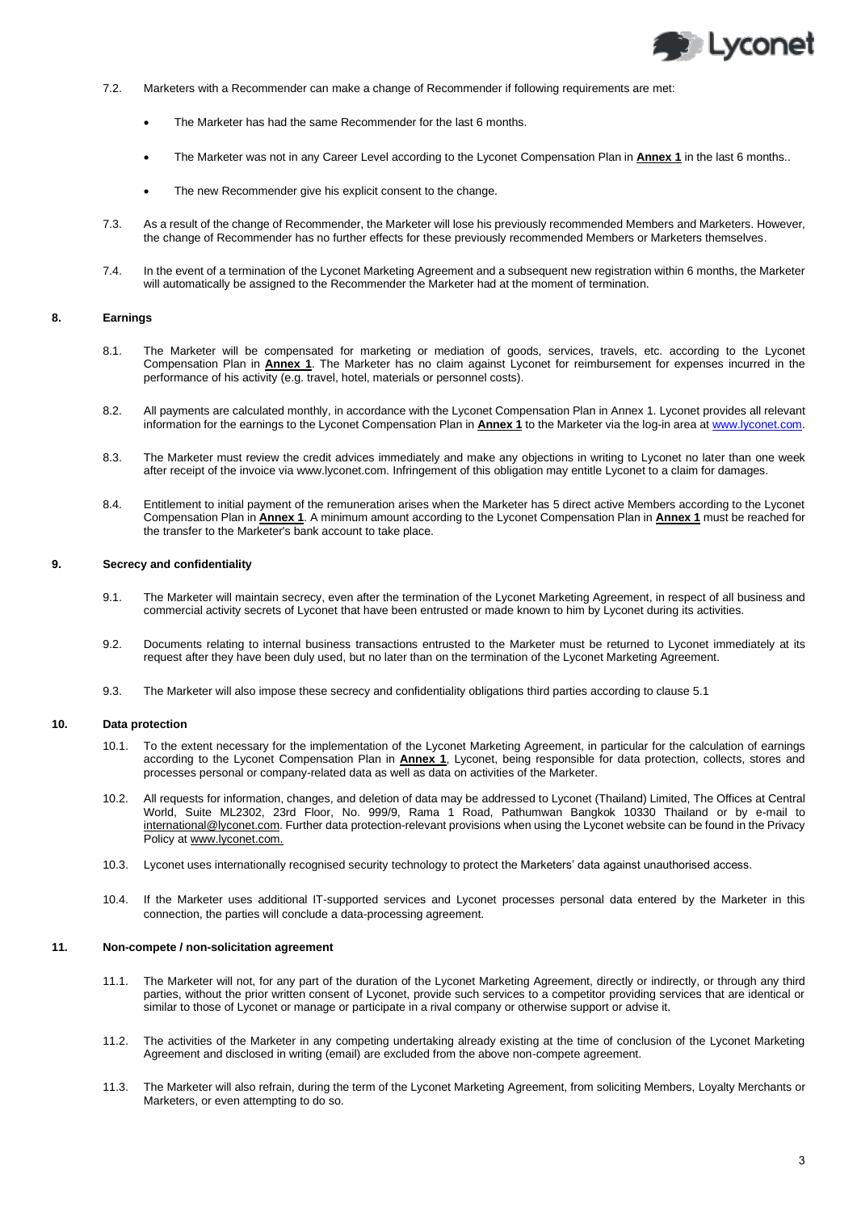7.2. Marketers with a Recommender can make a change of Recommender if following requirements are met:

- The Marketer has had the same Recommender for the last 6 months.
- The Marketer was not in any Career Level according to the Lyconet Compensation Plan in **Annex 1** in the last 6 months..
- The new Recommender give his explicit consent to the change.

7.3. As a result of the change of Recommender, the Marketer will lose his previously recommended Members and Marketers. However, the change of Recommender has no further effects for these previously recommended Members or Marketers themselves.

7.4. In the event of a termination of the Lyconet Marketing Agreement and a subsequent new registration within 6 months, the Marketer will automatically be assigned to the Recommender the Marketer had at the moment of termination.

## 8. Earnings

8.1. The Marketer will be compensated for marketing or mediation of goods, services, travels, etc. according to the Lyconet Compensation Plan in **Annex 1**. The Marketer has no claim against Lyconet for reimbursement for expenses incurred in the performance of his activity (e.g. travel, hotel, materials or personnel costs).

8.2. All payments are calculated monthly, in accordance with the Lyconet Compensation Plan in Annex 1. Lyconet provides all relevant information for the earnings to the Lyconet Compensation Plan in **Annex 1** to the Marketer via the log-in area at www.lyconet.com.

8.3. The Marketer must review the credit advices immediately and make any objections in writing to Lyconet no later than one week after receipt of the invoice via www.lyconet.com. Infringement of this obligation may entitle Lyconet to a claim for damages.

8.4. Entitlement to initial payment of the remuneration arises when the Marketer has 5 direct active Members according to the Lyconet Compensation Plan in **Annex 1**. A minimum amount according to the Lyconet Compensation Plan in **Annex 1** must be reached for the transfer to the Marketer's bank account to take place.

## 9. Secrecy and confidentiality

9.1. The Marketer will maintain secrecy, even after the termination of the Lyconet Marketing Agreement, in respect of all business and commercial activity secrets of Lyconet that have been entrusted or made known to him by Lyconet during its activities.

9.2. Documents relating to internal business transactions entrusted to the Marketer must be returned to Lyconet immediately at its request after they have been duly used, but no later than on the termination of the Lyconet Marketing Agreement.

9.3. The Marketer will also impose these secrecy and confidentiality obligations third parties according to clause 5.1

## 10. Data protection

10.1. To the extent necessary for the implementation of the Lyconet Marketing Agreement, in particular for the calculation of earnings according to the Lyconet Compensation Plan in **Annex 1**, Lyconet, being responsible for data protection, collects, stores and processes personal or company-related data as well as data on activities of the Marketer.

10.2. All requests for information, changes, and deletion of data may be addressed to Lyconet (Thailand) Limited, The Offices at Central World, Suite ML2302, 23rd Floor, No. 999/9, Rama 1 Road, Pathumwan Bangkok 10330 Thailand or by e-mail to international@lyconet.com. Further data protection-relevant provisions when using the Lyconet website can be found in the Privacy Policy at www.lyconet.com.

10.3. Lyconet uses internationally recognised security technology to protect the Marketers' data against unauthorised access.

10.4. If the Marketer uses additional IT-supported services and Lyconet processes personal data entered by the Marketer in this connection, the parties will conclude a data-processing agreement.

## 11. Non-compete / non-solicitation agreement

11.1. The Marketer will not, for any part of the duration of the Lyconet Marketing Agreement, directly or indirectly, or through any third parties, without the prior written consent of Lyconet, provide such services to a competitor providing services that are identical or similar to those of Lyconet or manage or participate in a rival company or otherwise support or advise it.

11.2. The activities of the Marketer in any competing undertaking already existing at the time of conclusion of the Lyconet Marketing Agreement and disclosed in writing (email) are excluded from the above non-compete agreement.

11.3. The Marketer will also refrain, during the term of the Lyconet Marketing Agreement, from soliciting Members, Loyalty Merchants or Marketers, or even attempting to do so.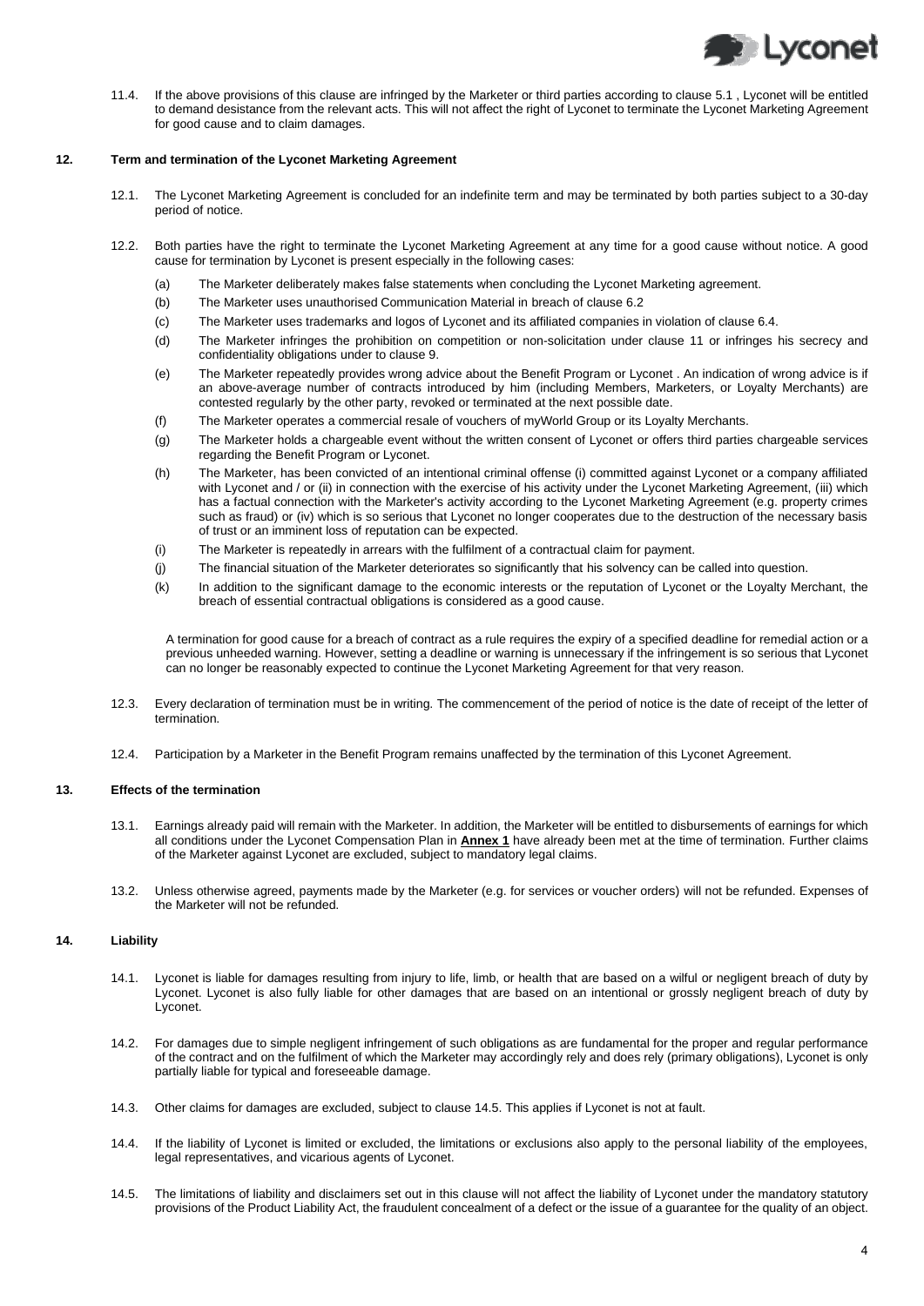11.4. If the above provisions of this clause are infringed by the Marketer or third parties according to clause 5.1 , Lyconet will be entitled to demand desistance from the relevant acts. This will not affect the right of Lyconet to terminate the Lyconet Marketing Agreement for good cause and to claim damages.

## 12. Term and termination of the Lyconet Marketing Agreement

12.1. The Lyconet Marketing Agreement is concluded for an indefinite term and may be terminated by both parties subject to a 30-day period of notice.

12.2. Both parties have the right to terminate the Lyconet Marketing Agreement at any time for a good cause without notice. A good cause for termination by Lyconet is present especially in the following cases:

(a) The Marketer deliberately makes false statements when concluding the Lyconet Marketing agreement.

(b) The Marketer uses unauthorised Communication Material in breach of clause 6.2

(c) The Marketer uses trademarks and logos of Lyconet and its affiliated companies in violation of clause 6.4.

(d) The Marketer infringes the prohibition on competition or non-solicitation under clause 11 or infringes his secrecy and confidentiality obligations under to clause 9.

(e) The Marketer repeatedly provides wrong advice about the Benefit Program or Lyconet . An indication of wrong advice is if an above-average number of contracts introduced by him (including Members, Marketers, or Loyalty Merchants) are contested regularly by the other party, revoked or terminated at the next possible date.

(f) The Marketer operates a commercial resale of vouchers of myWorld Group or its Loyalty Merchants.

(g) The Marketer holds a chargeable event without the written consent of Lyconet or offers third parties chargeable services regarding the Benefit Program or Lyconet.

(h) The Marketer, has been convicted of an intentional criminal offense (i) committed against Lyconet or a company affiliated with Lyconet and / or (ii) in connection with the exercise of his activity under the Lyconet Marketing Agreement, (iii) which has a factual connection with the Marketer's activity according to the Lyconet Marketing Agreement (e.g. property crimes such as fraud) or (iv) which is so serious that Lyconet no longer cooperates due to the destruction of the necessary basis of trust or an imminent loss of reputation can be expected.

(i) The Marketer is repeatedly in arrears with the fulfilment of a contractual claim for payment.

(j) The financial situation of the Marketer deteriorates so significantly that his solvency can be called into question.

(k) In addition to the significant damage to the economic interests or the reputation of Lyconet or the Loyalty Merchant, the breach of essential contractual obligations is considered as a good cause.

A termination for good cause for a breach of contract as a rule requires the expiry of a specified deadline for remedial action or a previous unheeded warning. However, setting a deadline or warning is unnecessary if the infringement is so serious that Lyconet can no longer be reasonably expected to continue the Lyconet Marketing Agreement for that very reason.

12.3. Every declaration of termination must be in writing. The commencement of the period of notice is the date of receipt of the letter of termination.

12.4. Participation by a Marketer in the Benefit Program remains unaffected by the termination of this Lyconet Agreement.

## 13. Effects of the termination

13.1. Earnings already paid will remain with the Marketer. In addition, the Marketer will be entitled to disbursements of earnings for which all conditions under the Lyconet Compensation Plan in **Annex 1** have already been met at the time of termination. Further claims of the Marketer against Lyconet are excluded, subject to mandatory legal claims.

13.2. Unless otherwise agreed, payments made by the Marketer (e.g. for services or voucher orders) will not be refunded. Expenses of the Marketer will not be refunded.

## 14. Liability

14.1. Lyconet is liable for damages resulting from injury to life, limb, or health that are based on a wilful or negligent breach of duty by Lyconet. Lyconet is also fully liable for other damages that are based on an intentional or grossly negligent breach of duty by Lyconet.

14.2. For damages due to simple negligent infringement of such obligations as are fundamental for the proper and regular performance of the contract and on the fulfilment of which the Marketer may accordingly rely and does rely (primary obligations), Lyconet is only partially liable for typical and foreseeable damage.

14.3. Other claims for damages are excluded, subject to clause 14.5. This applies if Lyconet is not at fault.

14.4. If the liability of Lyconet is limited or excluded, the limitations or exclusions also apply to the personal liability of the employees, legal representatives, and vicarious agents of Lyconet.

14.5. The limitations of liability and disclaimers set out in this clause will not affect the liability of Lyconet under the mandatory statutory provisions of the Product Liability Act, the fraudulent concealment of a defect or the issue of a guarantee for the quality of an object.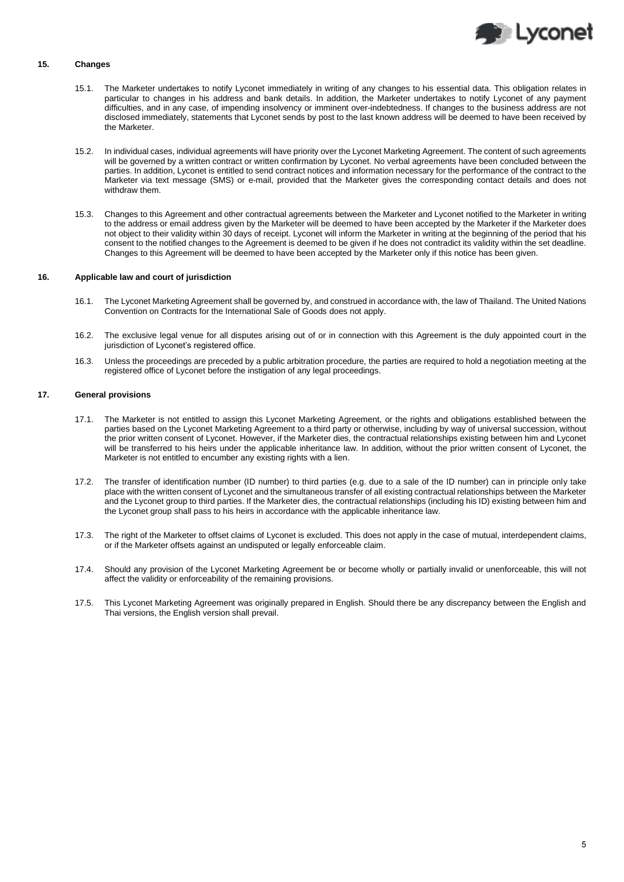## 15. Changes

15.1. The Marketer undertakes to notify Lyconet immediately in writing of any changes to his essential data. This obligation relates in particular to changes in his address and bank details. In addition, the Marketer undertakes to notify Lyconet of any payment difficulties, and in any case, of impending insolvency or imminent over-indebtedness. If changes to the business address are not disclosed immediately, statements that Lyconet sends by post to the last known address will be deemed to have been received by the Marketer.

15.2. In individual cases, individual agreements will have priority over the Lyconet Marketing Agreement. The content of such agreements will be governed by a written contract or written confirmation by Lyconet. No verbal agreements have been concluded between the parties. In addition, Lyconet is entitled to send contract notices and information necessary for the performance of the contract to the Marketer via text message (SMS) or e-mail, provided that the Marketer gives the corresponding contact details and does not withdraw them.

15.3. Changes to this Agreement and other contractual agreements between the Marketer and Lyconet notified to the Marketer in writing to the address or email address given by the Marketer will be deemed to have been accepted by the Marketer if the Marketer does not object to their validity within 30 days of receipt. Lyconet will inform the Marketer in writing at the beginning of the period that his consent to the notified changes to the Agreement is deemed to be given if he does not contradict its validity within the set deadline. Changes to this Agreement will be deemed to have been accepted by the Marketer only if this notice has been given.

## 16. Applicable law and court of jurisdiction

16.1. The Lyconet Marketing Agreement shall be governed by, and construed in accordance with, the law of Thailand. The United Nations Convention on Contracts for the International Sale of Goods does not apply.

16.2. The exclusive legal venue for all disputes arising out of or in connection with this Agreement is the duly appointed court in the jurisdiction of Lyconet's registered office.

16.3. Unless the proceedings are preceded by a public arbitration procedure, the parties are required to hold a negotiation meeting at the registered office of Lyconet before the instigation of any legal proceedings.

## 17. General provisions

17.1. The Marketer is not entitled to assign this Lyconet Marketing Agreement, or the rights and obligations established between the parties based on the Lyconet Marketing Agreement to a third party or otherwise, including by way of universal succession, without the prior written consent of Lyconet. However, if the Marketer dies, the contractual relationships existing between him and Lyconet will be transferred to his heirs under the applicable inheritance law. In addition, without the prior written consent of Lyconet, the Marketer is not entitled to encumber any existing rights with a lien.

17.2. The transfer of identification number (ID number) to third parties (e.g. due to a sale of the ID number) can in principle only take place with the written consent of Lyconet and the simultaneous transfer of all existing contractual relationships between the Marketer and the Lyconet group to third parties. If the Marketer dies, the contractual relationships (including his ID) existing between him and the Lyconet group shall pass to his heirs in accordance with the applicable inheritance law.

17.3. The right of the Marketer to offset claims of Lyconet is excluded. This does not apply in the case of mutual, interdependent claims, or if the Marketer offsets against an undisputed or legally enforceable claim.

17.4. Should any provision of the Lyconet Marketing Agreement be or become wholly or partially invalid or unenforceable, this will not affect the validity or enforceability of the remaining provisions.

17.5. This Lyconet Marketing Agreement was originally prepared in English. Should there be any discrepancy between the English and Thai versions, the English version shall prevail.